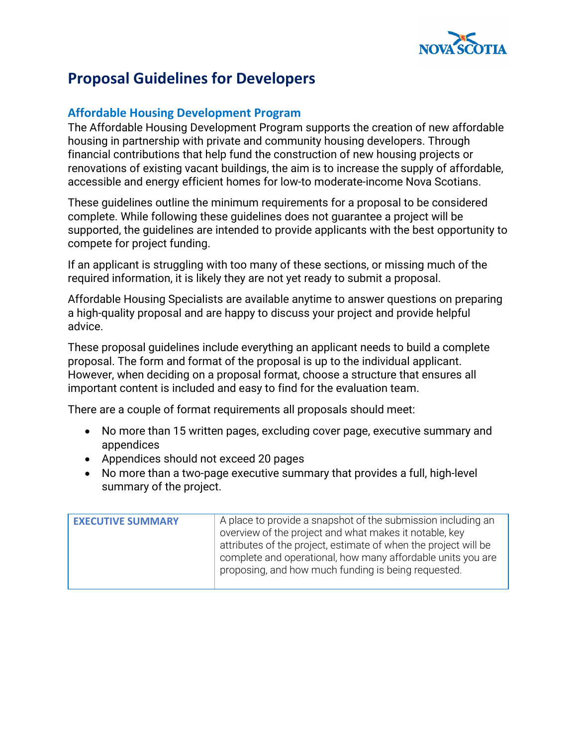# Proposal Guidelines for Developers

## Affordable Housing Development Program

The Affordable Housing Development Program supports the creation of new affordable housing in partnership with private and community housing developers. Through financial contributions that help fund the construction of new housing projects or renovations of existing vacant buildings, the aim is to increase the supply of affordable, accessible and energy efficient homes for low-to moderate-income Nova Scotians.

These guidelines outline the minimum requirements for a proposal to be considered complete. While following these guidelines does not guarantee a project will be supported, the guidelines are intended to provide applicants with the best opportunity to compete for project funding.

If an applicant is struggling with too many of these sections, or missing much of the required information, it is likely they are not yet ready to submit a proposal.

Affordable Housing Specialists are available anytime to answer questions on preparing a high-quality proposal and are happy to discuss your project and provide helpful advice.

These proposal guidelines include everything an applicant needs to build a complete proposal. The form and format of the proposal is up to the individual applicant. However, when deciding on a proposal format, choose a structure that ensures all important content is included and easy to find for the evaluation team.

There are a couple of format requirements all proposals should meet:

- No more than 15 written pages, excluding cover page, executive summary and appendices
- Appendices should not exceed 20 pages
- No more than a two-page executive summary that provides a full, high-level summary of the project.

| EXECUTIVE SUMMARY | A place to provide a snapshot of the submission including an overview of the project and what makes it notable, key attributes of the project, estimate of when the project will be complete and operational, how many affordable units you are proposing, and how much funding is being requested. |
|---|---|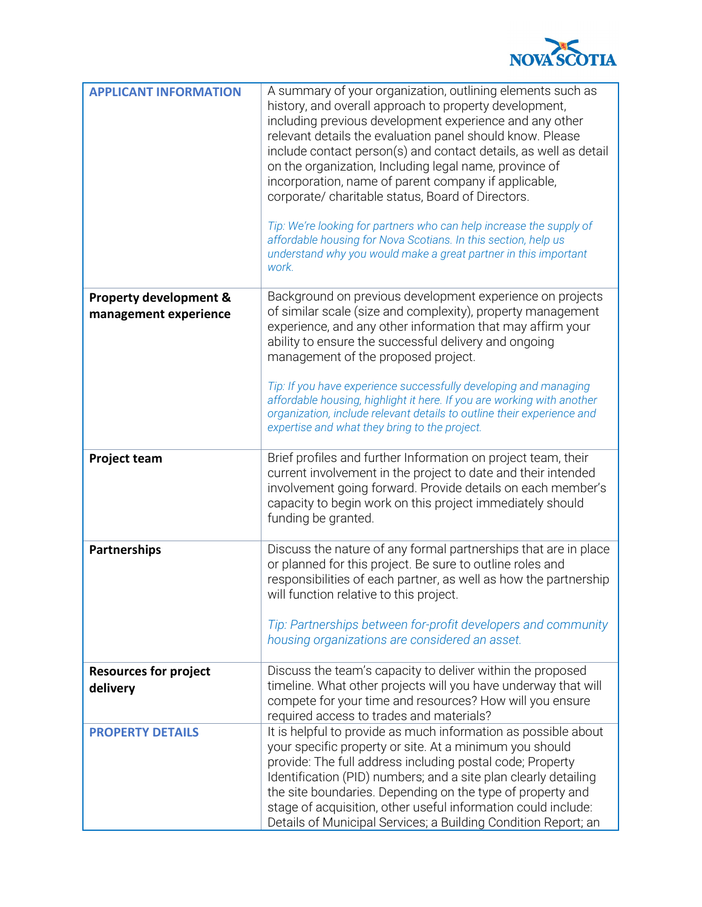| | |
|---|---|
| **APPLICANT INFORMATION** | A summary of your organization, outlining elements such as history, and overall approach to property development, including previous development experience and any other relevant details the evaluation panel should know. Please include contact person(s) and contact details, as well as detail on the organization, Including legal name, province of incorporation, name of parent company if applicable, corporate/ charitable status, Board of Directors.<br><br>*Tip: We're looking for partners who can help increase the supply of affordable housing for Nova Scotians. In this section, help us understand why you would make a great partner in this important work.* |
| **Property development & management experience** | Background on previous development experience on projects of similar scale (size and complexity), property management experience, and any other information that may affirm your ability to ensure the successful delivery and ongoing management of the proposed project.<br><br>*Tip: If you have experience successfully developing and managing affordable housing, highlight it here. If you are working with another organization, include relevant details to outline their experience and expertise and what they bring to the project.* |
| **Project team** | Brief profiles and further Information on project team, their current involvement in the project to date and their intended involvement going forward. Provide details on each member's capacity to begin work on this project immediately should funding be granted. |
| **Partnerships** | Discuss the nature of any formal partnerships that are in place or planned for this project. Be sure to outline roles and responsibilities of each partner, as well as how the partnership will function relative to this project.<br><br>*Tip: Partnerships between for-profit developers and community housing organizations are considered an asset.* |
| **Resources for project delivery** | Discuss the team's capacity to deliver within the proposed timeline. What other projects will you have underway that will compete for your time and resources? How will you ensure required access to trades and materials? |
| **PROPERTY DETAILS** | It is helpful to provide as much information as possible about your specific property or site. At a minimum you should provide: The full address including postal code; Property Identification (PID) numbers; and a site plan clearly detailing the site boundaries. Depending on the type of property and stage of acquisition, other useful information could include: Details of Municipal Services; a Building Condition Report; an |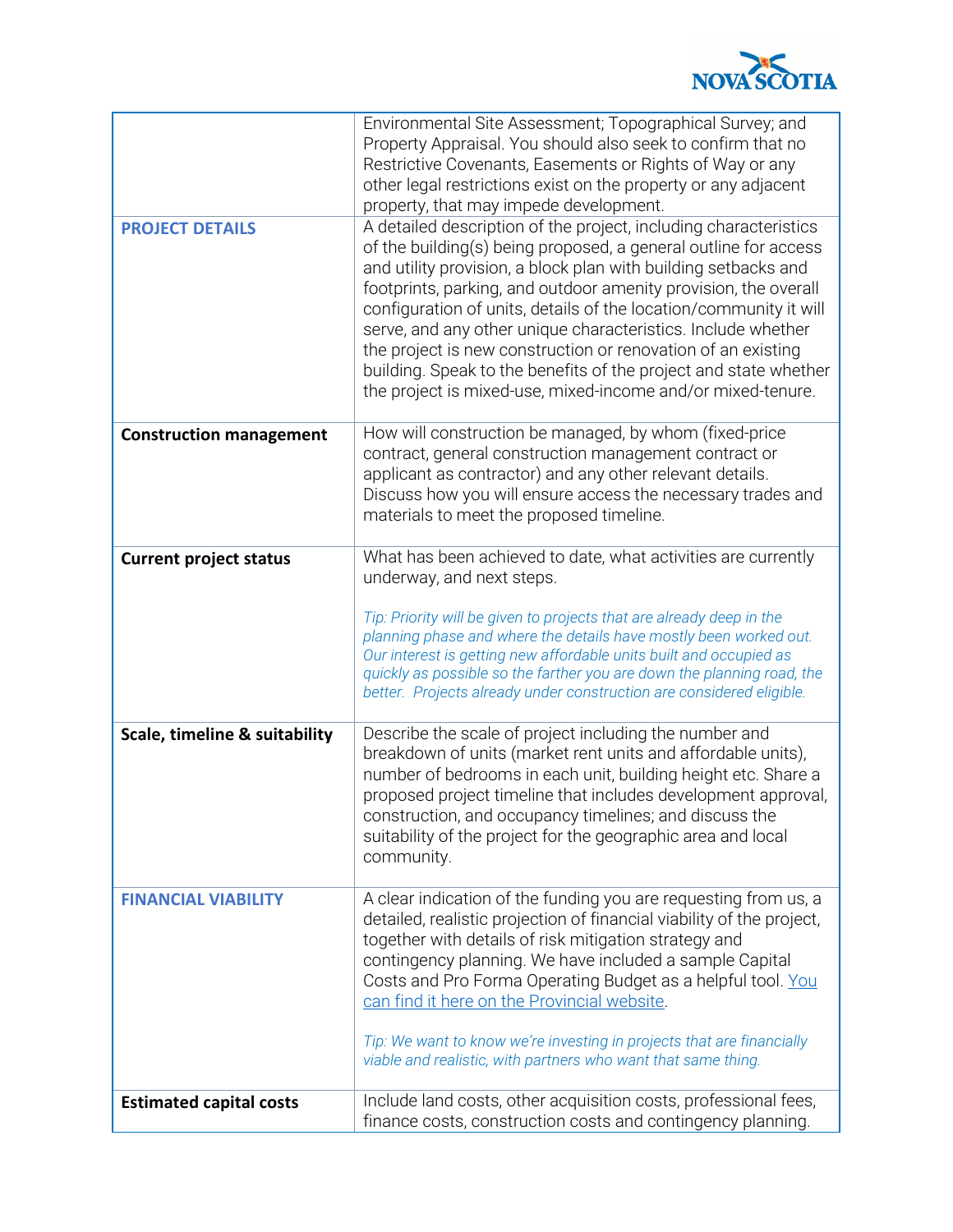| | |
|---|---|
| | Environmental Site Assessment; Topographical Survey; and Property Appraisal. You should also seek to confirm that no Restrictive Covenants, Easements or Rights of Way or any other legal restrictions exist on the property or any adjacent property, that may impede development. |
| **PROJECT DETAILS** | A detailed description of the project, including characteristics of the building(s) being proposed, a general outline for access and utility provision, a block plan with building setbacks and footprints, parking, and outdoor amenity provision, the overall configuration of units, details of the location/community it will serve, and any other unique characteristics. Include whether the project is new construction or renovation of an existing building. Speak to the benefits of the project and state whether the project is mixed-use, mixed-income and/or mixed-tenure. |
| **Construction management** | How will construction be managed, by whom (fixed-price contract, general construction management contract or applicant as contractor) and any other relevant details. Discuss how you will ensure access the necessary trades and materials to meet the proposed timeline. |
| **Current project status** | What has been achieved to date, what activities are currently underway, and next steps.<br><br>*Tip: Priority will be given to projects that are already deep in the planning phase and where the details have mostly been worked out. Our interest is getting new affordable units built and occupied as quickly as possible so the farther you are down the planning road, the better. Projects already under construction are considered eligible.* |
| **Scale, timeline & suitability** | Describe the scale of project including the number and breakdown of units (market rent units and affordable units), number of bedrooms in each unit, building height etc. Share a proposed project timeline that includes development approval, construction, and occupancy timelines; and discuss the suitability of the project for the geographic area and local community. |
| **FINANCIAL VIABILITY** | A clear indication of the funding you are requesting from us, a detailed, realistic projection of financial viability of the project, together with details of risk mitigation strategy and contingency planning. We have included a sample Capital Costs and Pro Forma Operating Budget as a helpful tool. You can find it here on the Provincial website.<br><br>*Tip: We want to know we're investing in projects that are financially viable and realistic, with partners who want that same thing.* |
| **Estimated capital costs** | Include land costs, other acquisition costs, professional fees, finance costs, construction costs and contingency planning. |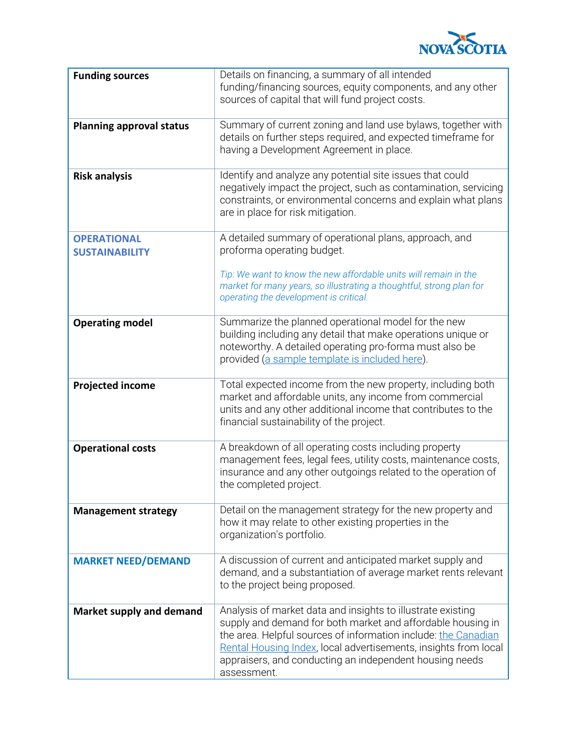| | |
|---|---|
| **Funding sources** | Details on financing, a summary of all intended funding/financing sources, equity components, and any other sources of capital that will fund project costs. |
| **Planning approval status** | Summary of current zoning and land use bylaws, together with details on further steps required, and expected timeframe for having a Development Agreement in place. |
| **Risk analysis** | Identify and analyze any potential site issues that could negatively impact the project, such as contamination, servicing constraints, or environmental concerns and explain what plans are in place for risk mitigation. |
| **OPERATIONAL SUSTAINABILITY** | A detailed summary of operational plans, approach, and proforma operating budget. *Tip: We want to know the new affordable units will remain in the market for many years, so illustrating a thoughtful, strong plan for operating the development is critical.* |
| **Operating model** | Summarize the planned operational model for the new building including any detail that make operations unique or noteworthy. A detailed operating pro-forma must also be provided (a sample template is included here). |
| **Projected income** | Total expected income from the new property, including both market and affordable units, any income from commercial units and any other additional income that contributes to the financial sustainability of the project. |
| **Operational costs** | A breakdown of all operating costs including property management fees, legal fees, utility costs, maintenance costs, insurance and any other outgoings related to the operation of the completed project. |
| **Management strategy** | Detail on the management strategy for the new property and how it may relate to other existing properties in the organization's portfolio. |
| **MARKET NEED/DEMAND** | A discussion of current and anticipated market supply and demand, and a substantiation of average market rents relevant to the project being proposed. |
| **Market supply and demand** | Analysis of market data and insights to illustrate existing supply and demand for both market and affordable housing in the area. Helpful sources of information include: the Canadian Rental Housing Index, local advertisements, insights from local appraisers, and conducting an independent housing needs assessment. |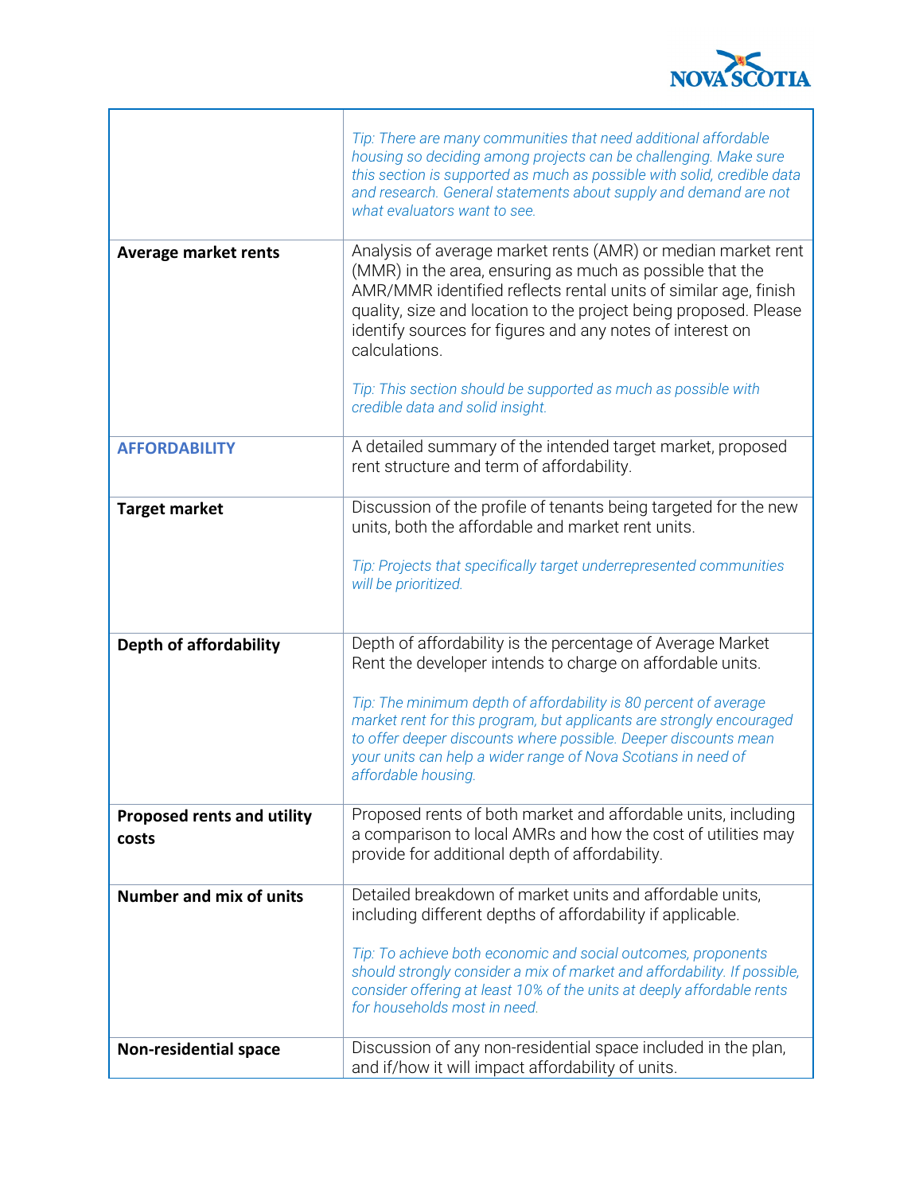| | |
|---|---|
| | *Tip: There are many communities that need additional affordable housing so deciding among projects can be challenging. Make sure this section is supported as much as possible with solid, credible data and research. General statements about supply and demand are not what evaluators want to see.* |
| **Average market rents** | Analysis of average market rents (AMR) or median market rent (MMR) in the area, ensuring as much as possible that the AMR/MMR identified reflects rental units of similar age, finish quality, size and location to the project being proposed. Please identify sources for figures and any notes of interest on calculations.<br><br>*Tip: This section should be supported as much as possible with credible data and solid insight.* |
| **AFFORDABILITY** | A detailed summary of the intended target market, proposed rent structure and term of affordability. |
| **Target market** | Discussion of the profile of tenants being targeted for the new units, both the affordable and market rent units.<br><br>*Tip: Projects that specifically target underrepresented communities will be prioritized.* |
| **Depth of affordability** | Depth of affordability is the percentage of Average Market Rent the developer intends to charge on affordable units.<br><br>*Tip: The minimum depth of affordability is 80 percent of average market rent for this program, but applicants are strongly encouraged to offer deeper discounts where possible. Deeper discounts mean your units can help a wider range of Nova Scotians in need of affordable housing.* |
| **Proposed rents and utility costs** | Proposed rents of both market and affordable units, including a comparison to local AMRs and how the cost of utilities may provide for additional depth of affordability. |
| **Number and mix of units** | Detailed breakdown of market units and affordable units, including different depths of affordability if applicable.<br><br>*Tip: To achieve both economic and social outcomes, proponents should strongly consider a mix of market and affordability. If possible, consider offering at least 10% of the units at deeply affordable rents for households most in need.* |
| **Non-residential space** | Discussion of any non-residential space included in the plan, and if/how it will impact affordability of units. |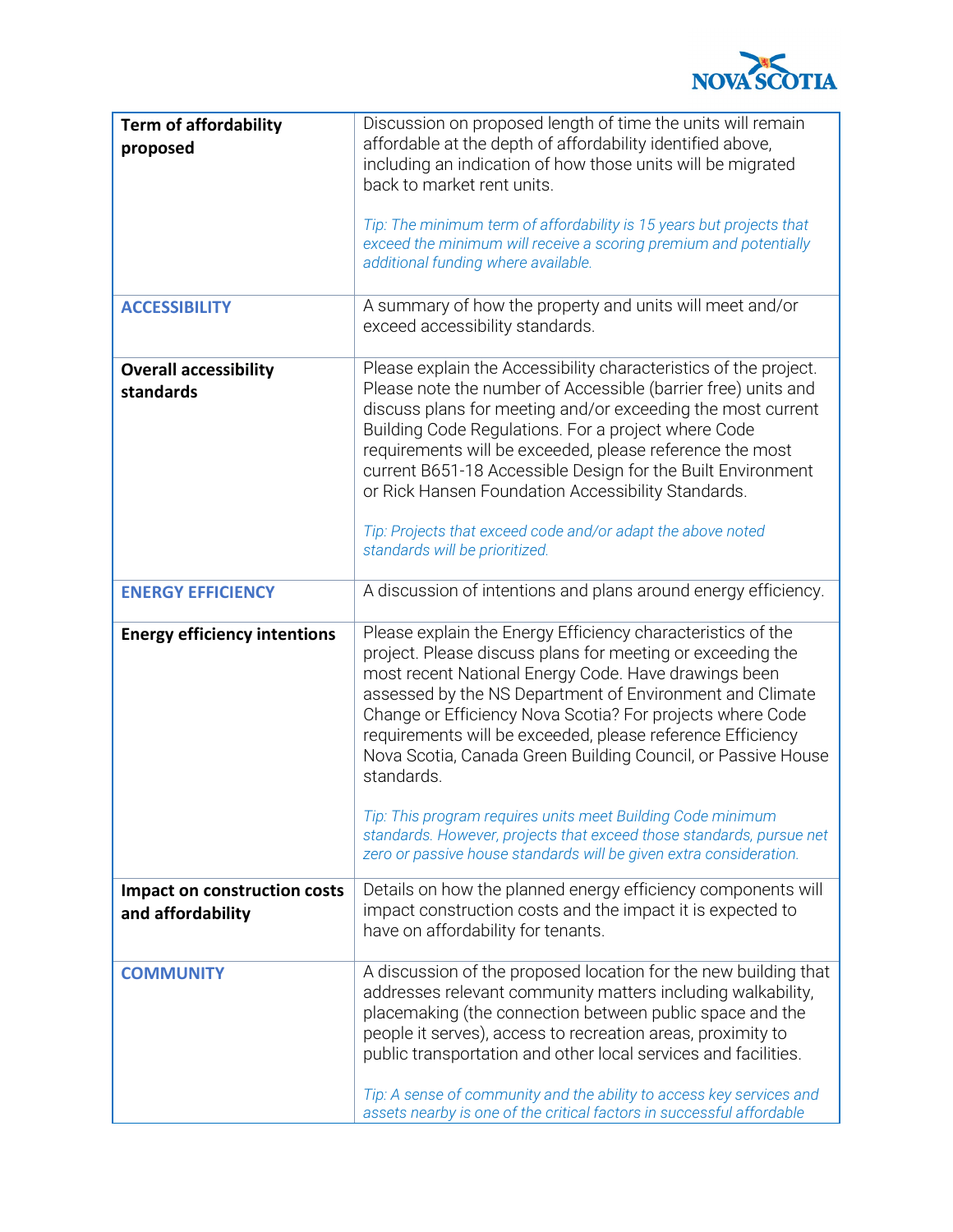| | |
|---|---|
| **Term of affordability proposed** | Discussion on proposed length of time the units will remain affordable at the depth of affordability identified above, including an indication of how those units will be migrated back to market rent units.<br><br>*Tip: The minimum term of affordability is 15 years but projects that exceed the minimum will receive a scoring premium and potentially additional funding where available.* |
| **ACCESSIBILITY** | A summary of how the property and units will meet and/or exceed accessibility standards. |
| **Overall accessibility standards** | Please explain the Accessibility characteristics of the project. Please note the number of Accessible (barrier free) units and discuss plans for meeting and/or exceeding the most current Building Code Regulations. For a project where Code requirements will be exceeded, please reference the most current B651-18 Accessible Design for the Built Environment or Rick Hansen Foundation Accessibility Standards.<br><br>*Tip: Projects that exceed code and/or adapt the above noted standards will be prioritized.* |
| **ENERGY EFFICIENCY** | A discussion of intentions and plans around energy efficiency. |
| **Energy efficiency intentions** | Please explain the Energy Efficiency characteristics of the project. Please discuss plans for meeting or exceeding the most recent National Energy Code. Have drawings been assessed by the NS Department of Environment and Climate Change or Efficiency Nova Scotia? For projects where Code requirements will be exceeded, please reference Efficiency Nova Scotia, Canada Green Building Council, or Passive House standards.<br><br>*Tip: This program requires units meet Building Code minimum standards. However, projects that exceed those standards, pursue net zero or passive house standards will be given extra consideration.* |
| **Impact on construction costs and affordability** | Details on how the planned energy efficiency components will impact construction costs and the impact it is expected to have on affordability for tenants. |
| **COMMUNITY** | A discussion of the proposed location for the new building that addresses relevant community matters including walkability, placemaking (the connection between public space and the people it serves), access to recreation areas, proximity to public transportation and other local services and facilities.<br><br>*Tip: A sense of community and the ability to access key services and assets nearby is one of the critical factors in successful affordable* |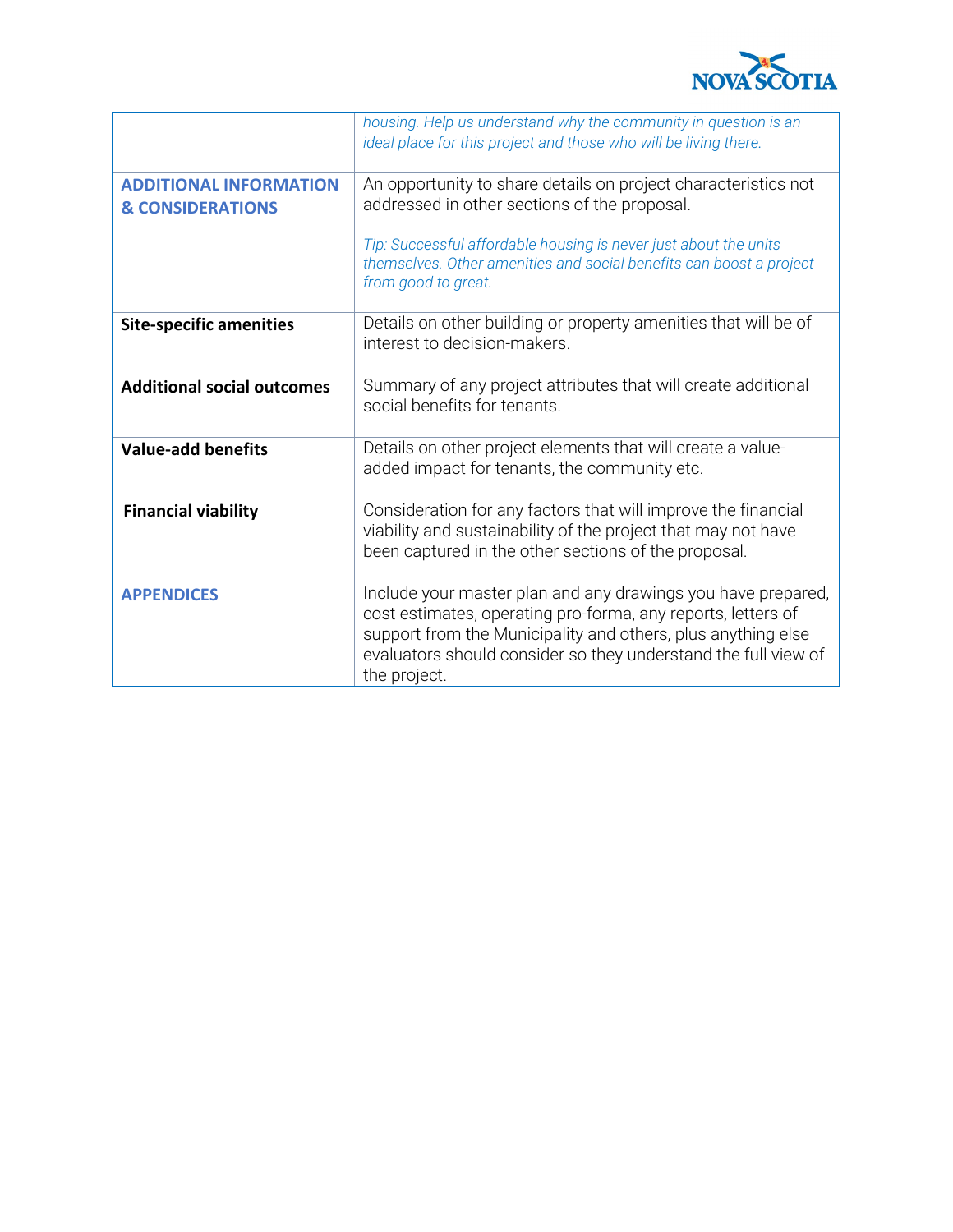| | |
|---|---|
| | *housing. Help us understand why the community in question is an ideal place for this project and those who will be living there.* |
| **ADDITIONAL INFORMATION & CONSIDERATIONS** | An opportunity to share details on project characteristics not addressed in other sections of the proposal.<br><br>*Tip: Successful affordable housing is never just about the units themselves. Other amenities and social benefits can boost a project from good to great.* |
| **Site-specific amenities** | Details on other building or property amenities that will be of interest to decision-makers. |
| **Additional social outcomes** | Summary of any project attributes that will create additional social benefits for tenants. |
| **Value-add benefits** | Details on other project elements that will create a value-added impact for tenants, the community etc. |
| **Financial viability** | Consideration for any factors that will improve the financial viability and sustainability of the project that may not have been captured in the other sections of the proposal. |
| **APPENDICES** | Include your master plan and any drawings you have prepared, cost estimates, operating pro-forma, any reports, letters of support from the Municipality and others, plus anything else evaluators should consider so they understand the full view of the project. |